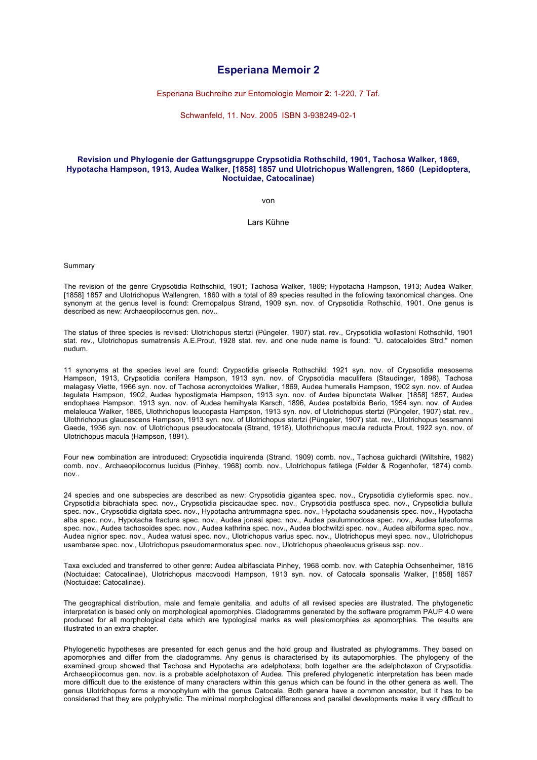# Esperiana Memoir 2

Esperiana Buchreihe zur Entomologie Memoir **2**: 1-220, 7 Taf.

Schwanfeld, 11. Nov. 2005  ISBN 3-938249-02-1

## Revision und Phylogenie der Gattungsgruppe Crypsotidia Rothschild, 1901, Tachosa Walker, 1869, Hypotacha Hampson, 1913, Audea Walker, [1858] 1857 und Ulotrichopus Wallengren, 1860 (Lepidoptera, Noctuidae, Catocalinae)

von

Lars Kühne

Summary

The revision of the genre Crypsotidia Rothschild, 1901; Tachosa Walker, 1869; Hypotacha Hampson, 1913; Audea Walker, [1858] 1857 and Ulotrichopus Wallengren, 1860 with a total of 89 species resulted in the following taxonomical changes. One synonym at the genus level is found: Cremopalpus Strand, 1909 syn. nov. of Crypsotidia Rothschild, 1901. One genus is described as new: Archaeopilocornus gen. nov..

The status of three species is revised: Ulotrichopus stertzi (Püngeler, 1907) stat. rev., Crypsotidia wollastoni Rothschild, 1901 stat. rev., Ulotrichopus sumatrensis A.E.Prout, 1928 stat. rev. and one nude name is found: "U. catocaloides Strd." nomen nudum.

11 synonyms at the species level are found: Crypsotidia griseola Rothschild, 1921 syn. nov. of Crypsotidia mesosema Hampson, 1913, Crypsotidia conifera Hampson, 1913 syn. nov. of Crypsotidia maculifera (Staudinger, 1898), Tachosa malagasy Viette, 1966 syn. nov. of Tachosa acronyctoides Walker, 1869, Audea humeralis Hampson, 1902 syn. nov. of Audea tegulata Hampson, 1902, Audea hypostigmata Hampson, 1913 syn. nov. of Audea bipunctata Walker, [1858] 1857, Audea endophaea Hampson, 1913 syn. nov. of Audea hemihyala Karsch, 1896, Audea postalbida Berio, 1954 syn. nov. of Audea melaleuca Walker, 1865, Ulothrichopus leucopasta Hampson, 1913 syn. nov. of Ulotrichopus stertzi (Püngeler, 1907) stat. rev., Ulothrichopus glaucescens Hampson, 1913 syn. nov. of Ulotrichopus stertzi (Püngeler, 1907) stat. rev., Ulotrichopus tessmanni Gaede, 1936 syn. nov. of Ulotrichopus pseudocatocala (Strand, 1918), Ulothrichopus macula reducta Prout, 1922 syn. nov. of Ulotrichopus macula (Hampson, 1891).

Four new combination are introduced: Crypsotidia inquirenda (Strand, 1909) comb. nov., Tachosa guichardi (Wiltshire, 1982) comb. nov., Archaeopilocornus lucidus (Pinhey, 1968) comb. nov., Ulotrichopus fatilega (Felder & Rogenhofer, 1874) comb. nov..

24 species and one subspecies are described as new: Crypsotidia gigantea spec. nov., Crypsotidia clytieformis spec. nov., Crypsotidia bibrachiata spec. nov., Crypsotidia piscicaudae spec. nov., Crypsotidia postfusca spec. nov., Crypsotidia bullula spec. nov., Crypsotidia digitata spec. nov., Hypotacha antrummagna spec. nov., Hypotacha soudanensis spec. nov., Hypotacha alba spec. nov., Hypotacha fractura spec. nov., Audea jonasi spec. nov., Audea paulumnodosa spec. nov., Audea luteoforma spec. nov., Audea tachosoides spec. nov., Audea kathrina spec. nov., Audea blochwitzi spec. nov., Audea albiforma spec. nov., Audea nigrior spec. nov., Audea watusi spec. nov., Ulotrichopus varius spec. nov., Ulotrichopus meyi spec. nov., Ulotrichopus usambarae spec. nov., Ulotrichopus pseudomarmoratus spec. nov., Ulotrichopus phaeoleucus griseus ssp. nov..

Taxa excluded and transferred to other genre: Audea albifasciata Pinhey, 1968 comb. nov. with Catephia Ochsenheimer, 1816 (Noctuidae: Catocalinae), Ulotrichopus maccvoodi Hampson, 1913 syn. nov. of Catocala sponsalis Walker, [1858] 1857 (Noctuidae: Catocalinae).

The geographical distribution, male and female genitalia, and adults of all revised species are illustrated. The phylogenetic interpretation is based only on morphological apomorphies. Cladogramms generated by the software programm PAUP 4.0 were produced for all morphological data which are typological marks as well plesiomorphies as apomorphies. The results are illustrated in an extra chapter.

Phylogenetic hypotheses are presented for each genus and the hold group and illustrated as phylogramms. They based on apomorphies and differ from the cladogramms. Any genus is characterised by its autapomorphies. The phylogeny of the examined group showed that Tachosa and Hypotacha are adelphotaxa; both together are the adelphotaxon of Crypsotidia. Archaeopilocornus gen. nov. is a probable adelphotaxon of Audea. This prefered phylogenetic interpretation has been made more difficult due to the existence of many characters within this genus which can be found in the other genera as well. The genus Ulotrichopus forms a monophylum with the genus Catocala. Both genera have a common ancestor, but it has to be considered that they are polyphyletic. The minimal morphological differences and parallel developments make it very difficult to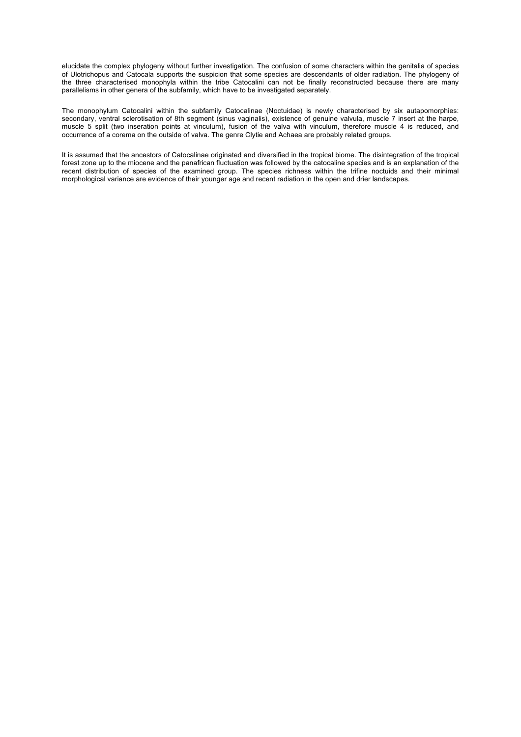elucidate the complex phylogeny without further investigation. The confusion of some characters within the genitalia of species of Ulotrichopus and Catocala supports the suspicion that some species are descendants of older radiation. The phylogeny of the three characterised monophyla within the tribe Catocalini can not be finally reconstructed because there are many parallelisms in other genera of the subfamily, which have to be investigated separately.

The monophylum Catocalini within the subfamily Catocalinae (Noctuidae) is newly characterised by six autapomorphies: secondary, ventral sclerotisation of 8th segment (sinus vaginalis), existence of genuine valvula, muscle 7 insert at the harpe, muscle 5 split (two inseration points at vinculum), fusion of the valva with vinculum, therefore muscle 4 is reduced, and occurrence of a corema on the outside of valva. The genre Clytie and Achaea are probably related groups.

It is assumed that the ancestors of Catocalinae originated and diversified in the tropical biome. The disintegration of the tropical forest zone up to the miocene and the panafrican fluctuation was followed by the catocaline species and is an explanation of the recent distribution of species of the examined group. The species richness within the trifine noctuids and their minimal morphological variance are evidence of their younger age and recent radiation in the open and drier landscapes.